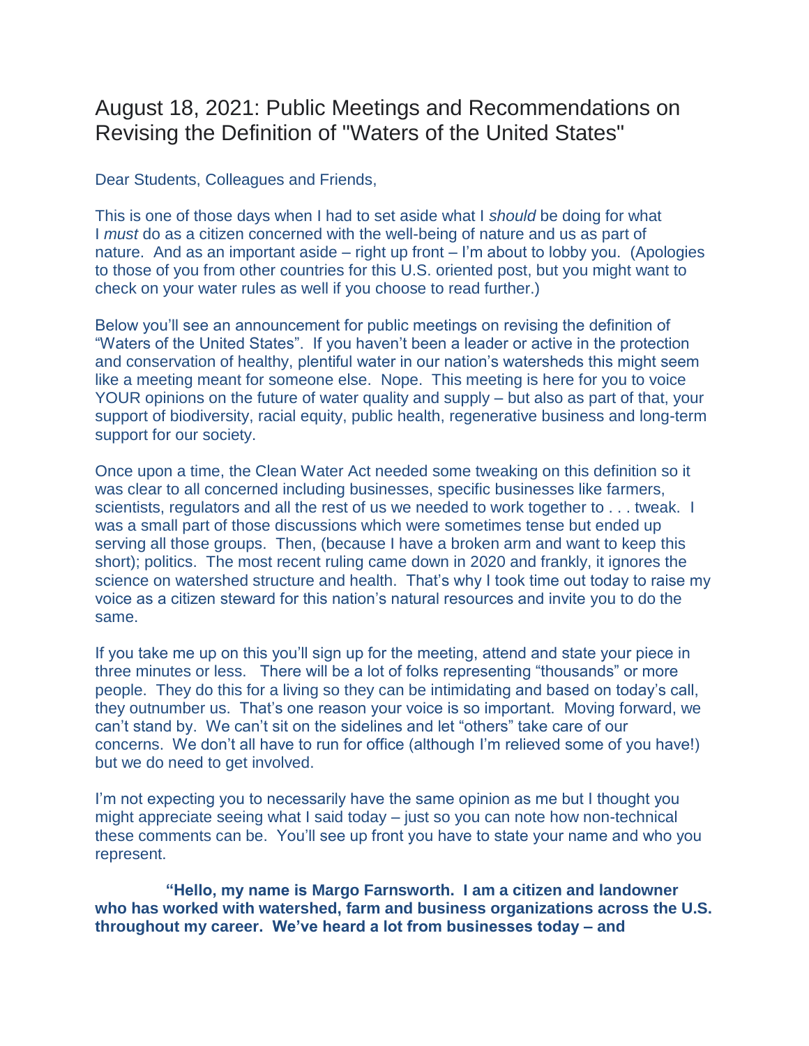# August 18, 2021: Public Meetings and Recommendations on Revising the Definition of "Waters of the United States"

Dear Students, Colleagues and Friends,

This is one of those days when I had to set aside what I *should* be doing for what I *must* do as a citizen concerned with the well-being of nature and us as part of nature. And as an important aside – right up front – I'm about to lobby you. (Apologies to those of you from other countries for this U.S. oriented post, but you might want to check on your water rules as well if you choose to read further.)

Below you'll see an announcement for public meetings on revising the definition of "Waters of the United States". If you haven't been a leader or active in the protection and conservation of healthy, plentiful water in our nation's watersheds this might seem like a meeting meant for someone else. Nope. This meeting is here for you to voice YOUR opinions on the future of water quality and supply – but also as part of that, your support of biodiversity, racial equity, public health, regenerative business and long-term support for our society.

Once upon a time, the Clean Water Act needed some tweaking on this definition so it was clear to all concerned including businesses, specific businesses like farmers, scientists, regulators and all the rest of us we needed to work together to . . . tweak. I was a small part of those discussions which were sometimes tense but ended up serving all those groups. Then, (because I have a broken arm and want to keep this short); politics. The most recent ruling came down in 2020 and frankly, it ignores the science on watershed structure and health. That's why I took time out today to raise my voice as a citizen steward for this nation's natural resources and invite you to do the same.

If you take me up on this you'll sign up for the meeting, attend and state your piece in three minutes or less. There will be a lot of folks representing "thousands" or more people. They do this for a living so they can be intimidating and based on today's call, they outnumber us. That's one reason your voice is so important. Moving forward, we can't stand by. We can't sit on the sidelines and let "others" take care of our concerns. We don't all have to run for office (although I'm relieved some of you have!) but we do need to get involved.

I'm not expecting you to necessarily have the same opinion as me but I thought you might appreciate seeing what I said today – just so you can note how non-technical these comments can be. You'll see up front you have to state your name and who you represent.

**"Hello, my name is Margo Farnsworth. I am a citizen and landowner who has worked with watershed, farm and business organizations across the U.S. throughout my career. We've heard a lot from businesses today – and**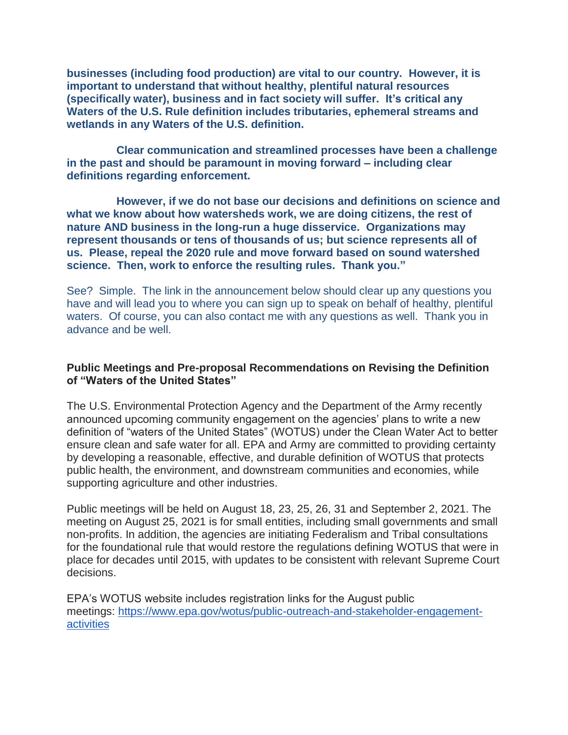**businesses (including food production) are vital to our country. However, it is important to understand that without healthy, plentiful natural resources (specifically water), business and in fact society will suffer. It's critical any Waters of the U.S. Rule definition includes tributaries, ephemeral streams and wetlands in any Waters of the U.S. definition.**

**Clear communication and streamlined processes have been a challenge in the past and should be paramount in moving forward – including clear definitions regarding enforcement.**

**However, if we do not base our decisions and definitions on science and what we know about how watersheds work, we are doing citizens, the rest of nature AND business in the long-run a huge disservice. Organizations may represent thousands or tens of thousands of us; but science represents all of us. Please, repeal the 2020 rule and move forward based on sound watershed science. Then, work to enforce the resulting rules. Thank you."**

See? Simple. The link in the announcement below should clear up any questions you have and will lead you to where you can sign up to speak on behalf of healthy, plentiful waters. Of course, you can also contact me with any questions as well. Thank you in advance and be well.

**Public Meetings and Pre-proposal Recommendations on Revising the Definition of "Waters of the United States"**

The U.S. Environmental Protection Agency and the Department of the Army recently announced upcoming community engagement on the agencies' plans to write a new definition of "waters of the United States" (WOTUS) under the Clean Water Act to better ensure clean and safe water for all. EPA and Army are committed to providing certainty by developing a reasonable, effective, and durable definition of WOTUS that protects public health, the environment, and downstream communities and economies, while supporting agriculture and other industries.

Public meetings will be held on August 18, 23, 25, 26, 31 and September 2, 2021. The meeting on August 25, 2021 is for small entities, including small governments and small non-profits. In addition, the agencies are initiating Federalism and Tribal consultations for the foundational rule that would restore the regulations defining WOTUS that were in place for decades until 2015, with updates to be consistent with relevant Supreme Court decisions.

EPA's WOTUS website includes registration links for the August public meetings: [https://www.epa.gov/wotus/public-outreach-and-stakeholder-engagement-activities](https://www.epa.gov/wotus/public-outreach-and-stakeholder-engagement-activities)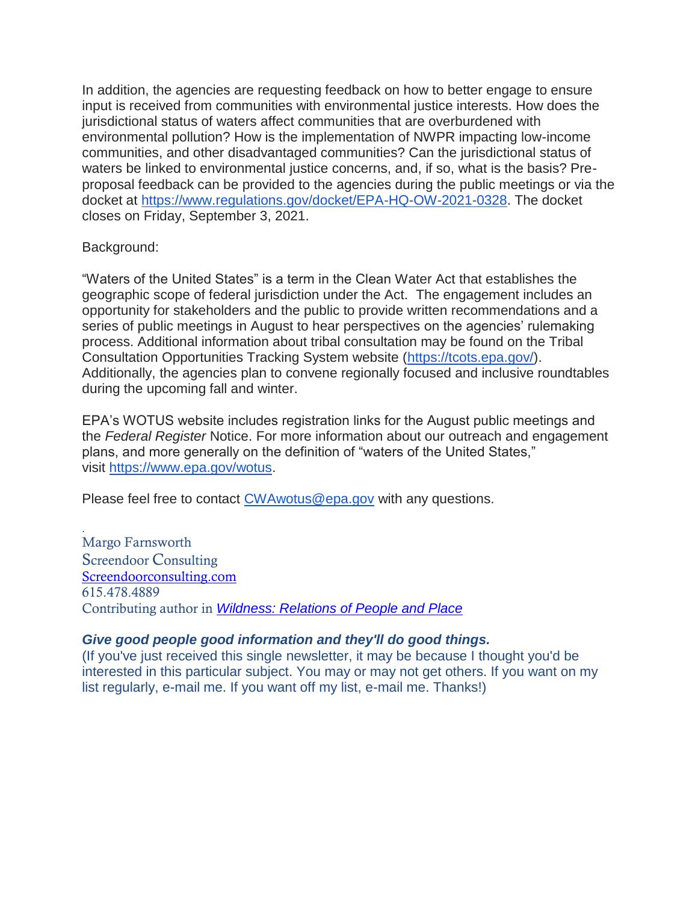In addition, the agencies are requesting feedback on how to better engage to ensure input is received from communities with environmental justice interests. How does the jurisdictional status of waters affect communities that are overburdened with environmental pollution? How is the implementation of NWPR impacting low-income communities, and other disadvantaged communities? Can the jurisdictional status of waters be linked to environmental justice concerns, and, if so, what is the basis? Pre-proposal feedback can be provided to the agencies during the public meetings or via the docket at [https://www.regulations.gov/docket/EPA-HQ-OW-2021-0328](https://www.regulations.gov/docket/EPA-HQ-OW-2021-0328). The docket closes on Friday, September 3, 2021.

Background:

"Waters of the United States" is a term in the Clean Water Act that establishes the geographic scope of federal jurisdiction under the Act. The engagement includes an opportunity for stakeholders and the public to provide written recommendations and a series of public meetings in August to hear perspectives on the agencies' rulemaking process. Additional information about tribal consultation may be found on the Tribal Consultation Opportunities Tracking System website ([https://tcots.epa.gov/](https://tcots.epa.gov/)). Additionally, the agencies plan to convene regionally focused and inclusive roundtables during the upcoming fall and winter.

EPA's WOTUS website includes registration links for the August public meetings and the *Federal Register* Notice. For more information about our outreach and engagement plans, and more generally on the definition of "waters of the United States," visit [https://www.epa.gov/wotus](https://www.epa.gov/wotus).

Please feel free to contact [CWAwotus@epa.gov](mailto:CWAwotus@epa.gov) with any questions.

.
Margo Farnsworth
Screendoor Consulting
[Screendoorconsulting.com](http://Screendoorconsulting.com)
615.478.4889
Contributing author in ***Wildness: Relations of People and Place***

***Give good people good information and they'll do good things.***
(If you've just received this single newsletter, it may be because I thought you'd be interested in this particular subject. You may or may not get others. If you want on my list regularly, e-mail me. If you want off my list, e-mail me. Thanks!)